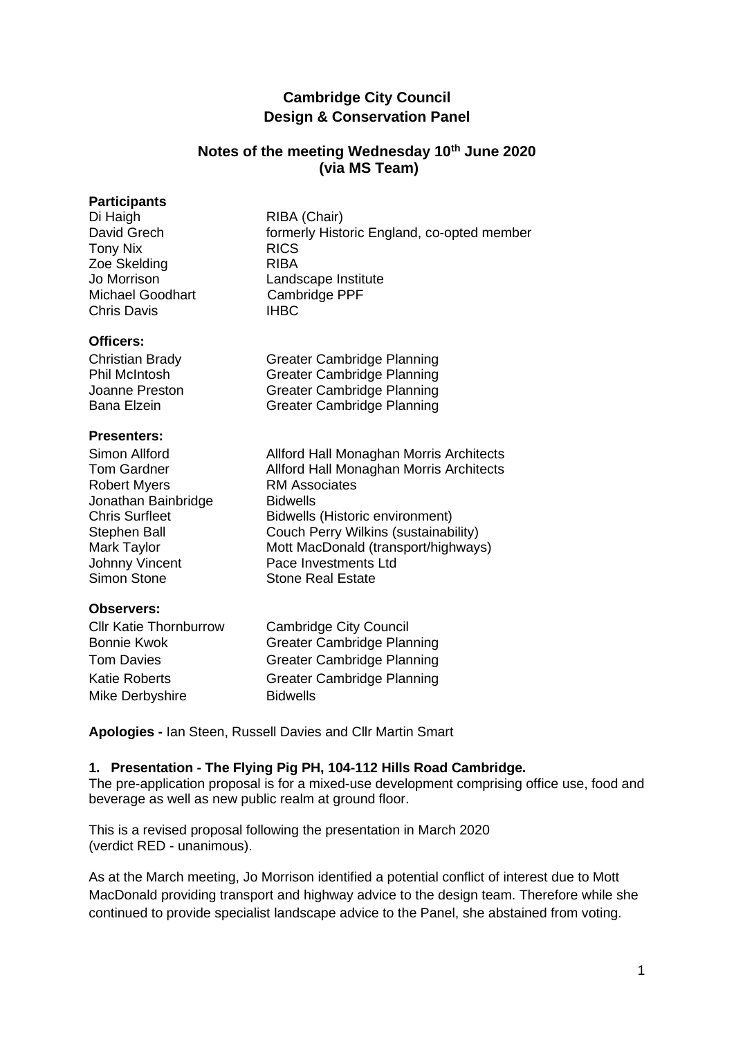# Cambridge City Council
# Design & Conservation Panel

## Notes of the meeting Wednesday 10th June 2020 (via MS Team)

**Participants**

| | |
|---|---|
| Di Haigh | RIBA (Chair) |
| David Grech | formerly Historic England, co-opted member |
| Tony Nix | RICS |
| Zoe Skelding | RIBA |
| Jo Morrison | Landscape Institute |
| Michael Goodhart | Cambridge PPF |
| Chris Davis | IHBC |

**Officers:**

| | |
|---|---|
| Christian Brady | Greater Cambridge Planning |
| Phil McIntosh | Greater Cambridge Planning |
| Joanne Preston | Greater Cambridge Planning |
| Bana Elzein | Greater Cambridge Planning |

**Presenters:**

| | |
|---|---|
| Simon Allford | Allford Hall Monaghan Morris Architects |
| Tom Gardner | Allford Hall Monaghan Morris Architects |
| Robert Myers | RM Associates |
| Jonathan Bainbridge | Bidwells |
| Chris Surfleet | Bidwells (Historic environment) |
| Stephen Ball | Couch Perry Wilkins (sustainability) |
| Mark Taylor | Mott MacDonald (transport/highways) |
| Johnny Vincent | Pace Investments Ltd |
| Simon Stone | Stone Real Estate |

**Observers:**

| | |
|---|---|
| Cllr Katie Thornburrow | Cambridge City Council |
| Bonnie Kwok | Greater Cambridge Planning |
| Tom Davies | Greater Cambridge Planning |
| Katie Roberts | Greater Cambridge Planning |
| Mike Derbyshire | Bidwells |

**Apologies -** Ian Steen, Russell Davies and Cllr Martin Smart

**1. Presentation - The Flying Pig PH, 104-112 Hills Road Cambridge.**

The pre-application proposal is for a mixed-use development comprising office use, food and beverage as well as new public realm at ground floor.

This is a revised proposal following the presentation in March 2020 (verdict RED - unanimous).

As at the March meeting, Jo Morrison identified a potential conflict of interest due to Mott MacDonald providing transport and highway advice to the design team. Therefore while she continued to provide specialist landscape advice to the Panel, she abstained from voting.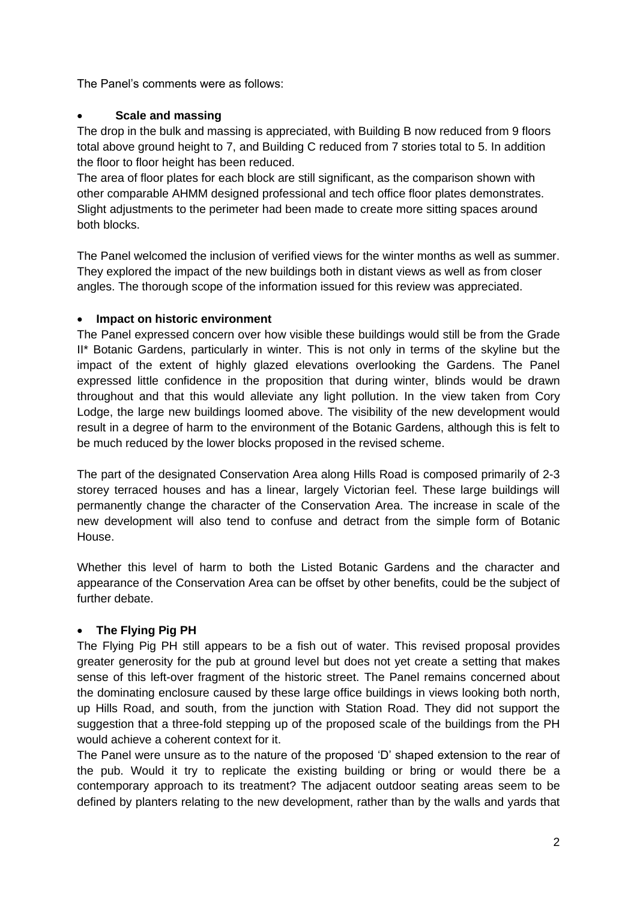The Panel's comments were as follows:

- **Scale and massing**

The drop in the bulk and massing is appreciated, with Building B now reduced from 9 floors total above ground height to 7, and Building C reduced from 7 stories total to 5. In addition the floor to floor height has been reduced.

The area of floor plates for each block are still significant, as the comparison shown with other comparable AHMM designed professional and tech office floor plates demonstrates. Slight adjustments to the perimeter had been made to create more sitting spaces around both blocks.

The Panel welcomed the inclusion of verified views for the winter months as well as summer. They explored the impact of the new buildings both in distant views as well as from closer angles. The thorough scope of the information issued for this review was appreciated.

- **Impact on historic environment**

The Panel expressed concern over how visible these buildings would still be from the Grade II* Botanic Gardens, particularly in winter. This is not only in terms of the skyline but the impact of the extent of highly glazed elevations overlooking the Gardens. The Panel expressed little confidence in the proposition that during winter, blinds would be drawn throughout and that this would alleviate any light pollution. In the view taken from Cory Lodge, the large new buildings loomed above. The visibility of the new development would result in a degree of harm to the environment of the Botanic Gardens, although this is felt to be much reduced by the lower blocks proposed in the revised scheme.

The part of the designated Conservation Area along Hills Road is composed primarily of 2-3 storey terraced houses and has a linear, largely Victorian feel. These large buildings will permanently change the character of the Conservation Area. The increase in scale of the new development will also tend to confuse and detract from the simple form of Botanic House.

Whether this level of harm to both the Listed Botanic Gardens and the character and appearance of the Conservation Area can be offset by other benefits, could be the subject of further debate.

- **The Flying Pig PH**

The Flying Pig PH still appears to be a fish out of water. This revised proposal provides greater generosity for the pub at ground level but does not yet create a setting that makes sense of this left-over fragment of the historic street. The Panel remains concerned about the dominating enclosure caused by these large office buildings in views looking both north, up Hills Road, and south, from the junction with Station Road. They did not support the suggestion that a three-fold stepping up of the proposed scale of the buildings from the PH would achieve a coherent context for it.

The Panel were unsure as to the nature of the proposed 'D' shaped extension to the rear of the pub. Would it try to replicate the existing building or bring or would there be a contemporary approach to its treatment? The adjacent outdoor seating areas seem to be defined by planters relating to the new development, rather than by the walls and yards that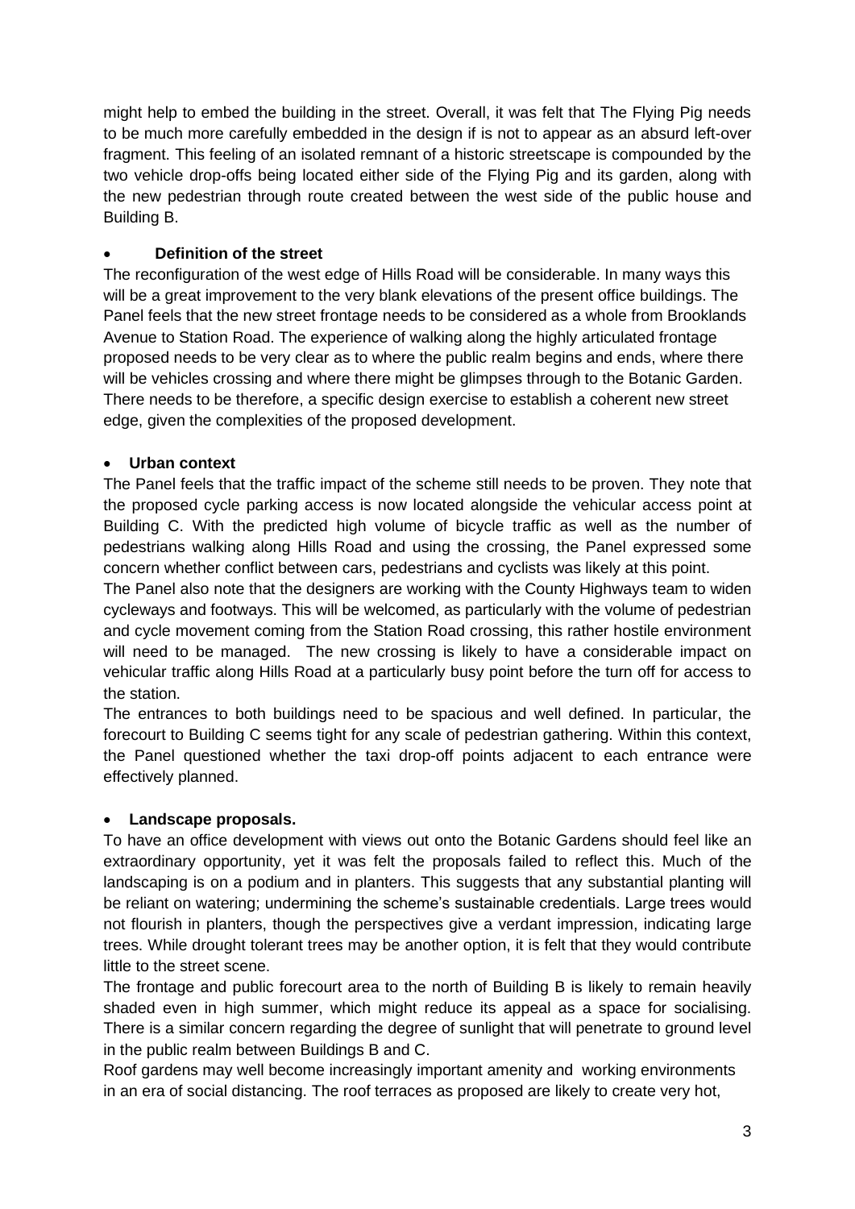might help to embed the building in the street. Overall, it was felt that The Flying Pig needs to be much more carefully embedded in the design if is not to appear as an absurd left-over fragment. This feeling of an isolated remnant of a historic streetscape is compounded by the two vehicle drop-offs being located either side of the Flying Pig and its garden, along with the new pedestrian through route created between the west side of the public house and Building B.

- **Definition of the street**

The reconfiguration of the west edge of Hills Road will be considerable. In many ways this will be a great improvement to the very blank elevations of the present office buildings. The Panel feels that the new street frontage needs to be considered as a whole from Brooklands Avenue to Station Road. The experience of walking along the highly articulated frontage proposed needs to be very clear as to where the public realm begins and ends, where there will be vehicles crossing and where there might be glimpses through to the Botanic Garden. There needs to be therefore, a specific design exercise to establish a coherent new street edge, given the complexities of the proposed development.

- **Urban context**

The Panel feels that the traffic impact of the scheme still needs to be proven. They note that the proposed cycle parking access is now located alongside the vehicular access point at Building C. With the predicted high volume of bicycle traffic as well as the number of pedestrians walking along Hills Road and using the crossing, the Panel expressed some concern whether conflict between cars, pedestrians and cyclists was likely at this point.

The Panel also note that the designers are working with the County Highways team to widen cycleways and footways. This will be welcomed, as particularly with the volume of pedestrian and cycle movement coming from the Station Road crossing, this rather hostile environment will need to be managed. The new crossing is likely to have a considerable impact on vehicular traffic along Hills Road at a particularly busy point before the turn off for access to the station.

The entrances to both buildings need to be spacious and well defined. In particular, the forecourt to Building C seems tight for any scale of pedestrian gathering. Within this context, the Panel questioned whether the taxi drop-off points adjacent to each entrance were effectively planned.

- **Landscape proposals.**

To have an office development with views out onto the Botanic Gardens should feel like an extraordinary opportunity, yet it was felt the proposals failed to reflect this. Much of the landscaping is on a podium and in planters. This suggests that any substantial planting will be reliant on watering; undermining the scheme's sustainable credentials. Large trees would not flourish in planters, though the perspectives give a verdant impression, indicating large trees. While drought tolerant trees may be another option, it is felt that they would contribute little to the street scene.

The frontage and public forecourt area to the north of Building B is likely to remain heavily shaded even in high summer, which might reduce its appeal as a space for socialising. There is a similar concern regarding the degree of sunlight that will penetrate to ground level in the public realm between Buildings B and C.

Roof gardens may well become increasingly important amenity and working environments in an era of social distancing. The roof terraces as proposed are likely to create very hot,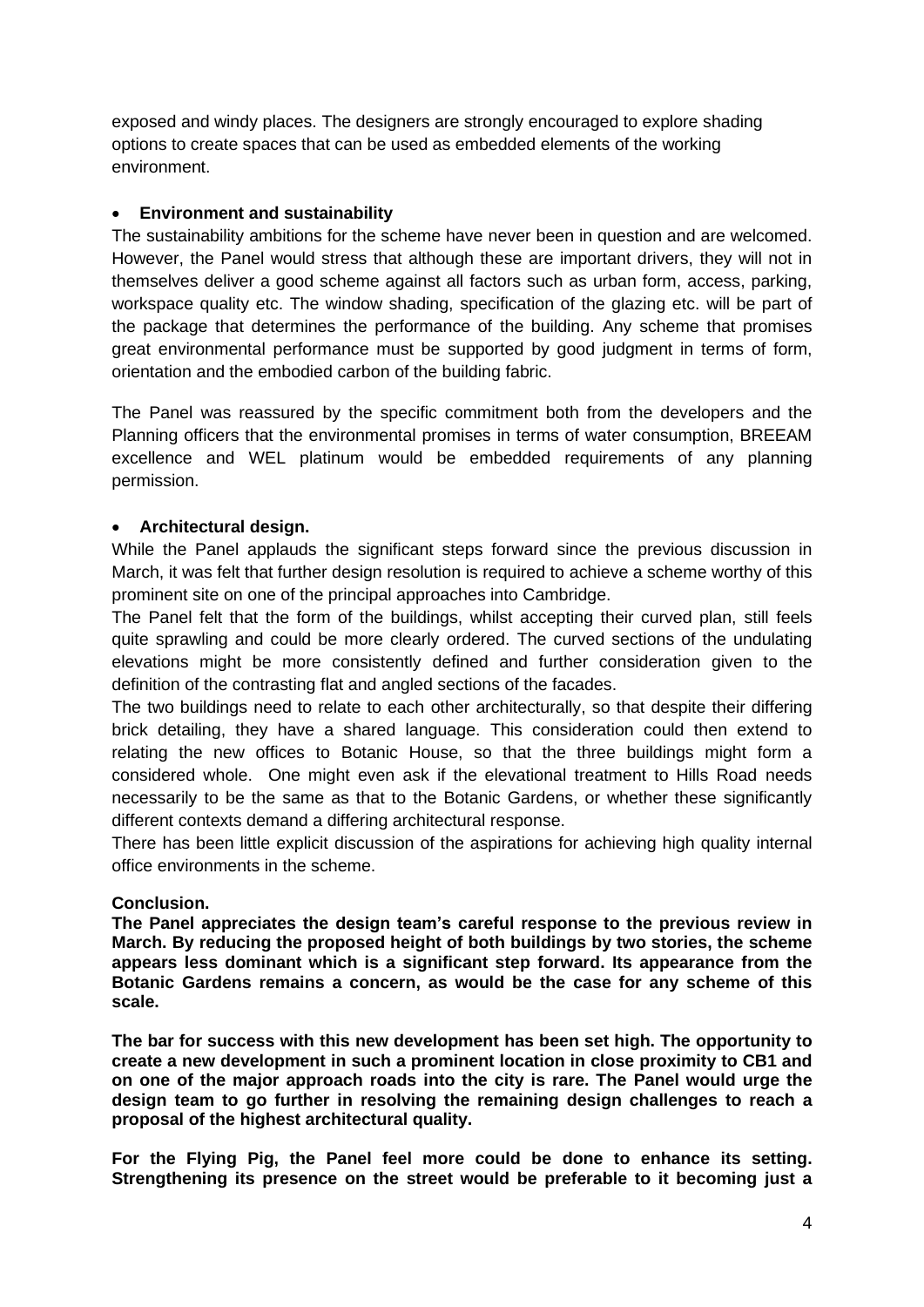exposed and windy places. The designers are strongly encouraged to explore shading options to create spaces that can be used as embedded elements of the working environment.

- **Environment and sustainability**

The sustainability ambitions for the scheme have never been in question and are welcomed. However, the Panel would stress that although these are important drivers, they will not in themselves deliver a good scheme against all factors such as urban form, access, parking, workspace quality etc. The window shading, specification of the glazing etc. will be part of the package that determines the performance of the building. Any scheme that promises great environmental performance must be supported by good judgment in terms of form, orientation and the embodied carbon of the building fabric.

The Panel was reassured by the specific commitment both from the developers and the Planning officers that the environmental promises in terms of water consumption, BREEAM excellence and WEL platinum would be embedded requirements of any planning permission.

- **Architectural design.**

While the Panel applauds the significant steps forward since the previous discussion in March, it was felt that further design resolution is required to achieve a scheme worthy of this prominent site on one of the principal approaches into Cambridge.

The Panel felt that the form of the buildings, whilst accepting their curved plan, still feels quite sprawling and could be more clearly ordered. The curved sections of the undulating elevations might be more consistently defined and further consideration given to the definition of the contrasting flat and angled sections of the facades.

The two buildings need to relate to each other architecturally, so that despite their differing brick detailing, they have a shared language. This consideration could then extend to relating the new offices to Botanic House, so that the three buildings might form a considered whole. One might even ask if the elevational treatment to Hills Road needs necessarily to be the same as that to the Botanic Gardens, or whether these significantly different contexts demand a differing architectural response.

There has been little explicit discussion of the aspirations for achieving high quality internal office environments in the scheme.

**Conclusion.**

**The Panel appreciates the design team's careful response to the previous review in March. By reducing the proposed height of both buildings by two stories, the scheme appears less dominant which is a significant step forward. Its appearance from the Botanic Gardens remains a concern, as would be the case for any scheme of this scale.**

**The bar for success with this new development has been set high. The opportunity to create a new development in such a prominent location in close proximity to CB1 and on one of the major approach roads into the city is rare. The Panel would urge the design team to go further in resolving the remaining design challenges to reach a proposal of the highest architectural quality.**

**For the Flying Pig, the Panel feel more could be done to enhance its setting. Strengthening its presence on the street would be preferable to it becoming just a**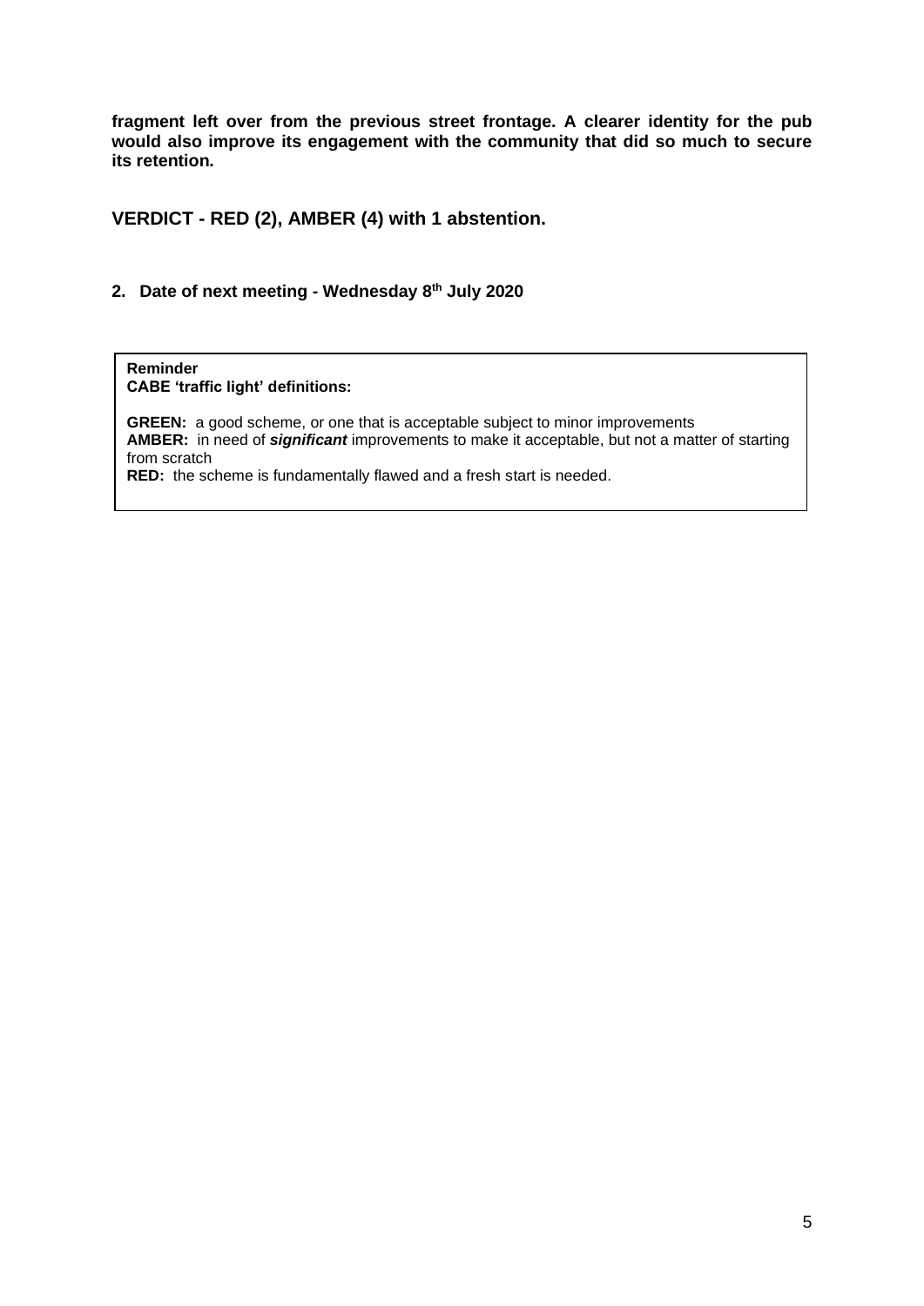**fragment left over from the previous street frontage. A clearer identity for the pub would also improve its engagement with the community that did so much to secure its retention.**

## VERDICT - RED (2), AMBER (4) with 1 abstention.

**2. Date of next meeting - Wednesday 8th July 2020**

**Reminder**
**CABE 'traffic light' definitions:**

**GREEN:** a good scheme, or one that is acceptable subject to minor improvements
**AMBER:** in need of ***significant*** improvements to make it acceptable, but not a matter of starting from scratch
**RED:** the scheme is fundamentally flawed and a fresh start is needed.